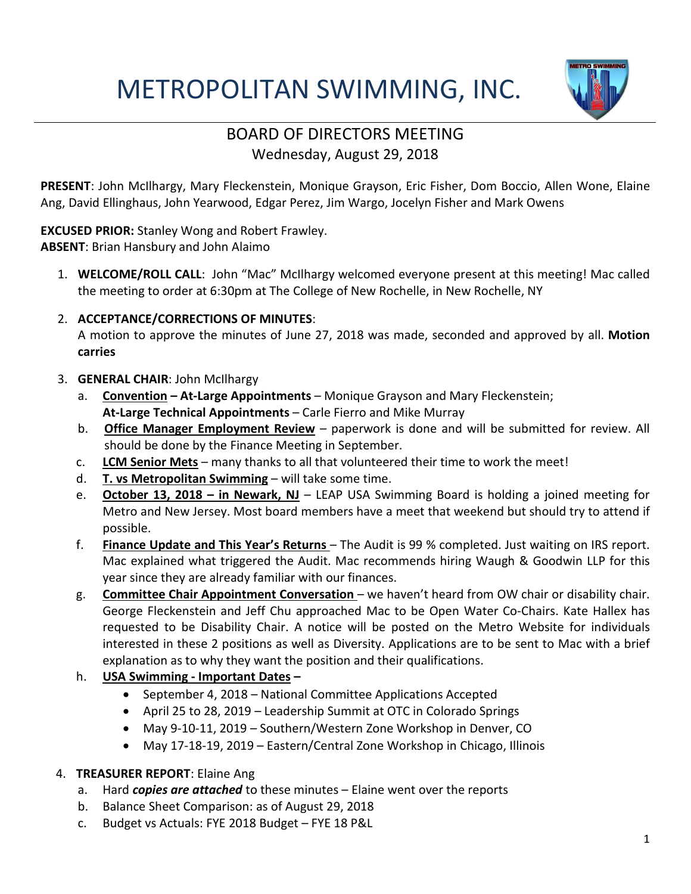# METROPOLITAN SWIMMING, INC.

## BOARD OF DIRECTORS MEETING
Wednesday, August 29, 2018

**PRESENT**: John McIlhargy, Mary Fleckenstein, Monique Grayson, Eric Fisher, Dom Boccio, Allen Wone, Elaine Ang, David Ellinghaus, John Yearwood, Edgar Perez, Jim Wargo, Jocelyn Fisher and Mark Owens

**EXCUSED PRIOR:** Stanley Wong and Robert Frawley.
**ABSENT**: Brian Hansbury and John Alaimo

1. **WELCOME/ROLL CALL**: John "Mac" McIlhargy welcomed everyone present at this meeting! Mac called the meeting to order at 6:30pm at The College of New Rochelle, in New Rochelle, NY

2. **ACCEPTANCE/CORRECTIONS OF MINUTES**:
   A motion to approve the minutes of June 27, 2018 was made, seconded and approved by all. **Motion carries**

3. **GENERAL CHAIR**: John McIlhargy
   a. **Convention – At-Large Appointments** – Monique Grayson and Mary Fleckenstein; **At-Large Technical Appointments** – Carle Fierro and Mike Murray
   b. **Office Manager Employment Review** – paperwork is done and will be submitted for review. All should be done by the Finance Meeting in September.
   c. **LCM Senior Mets** – many thanks to all that volunteered their time to work the meet!
   d. **T. vs Metropolitan Swimming** – will take some time.
   e. **October 13, 2018 – in Newark, NJ** – LEAP USA Swimming Board is holding a joined meeting for Metro and New Jersey. Most board members have a meet that weekend but should try to attend if possible.
   f. **Finance Update and This Year's Returns** – The Audit is 99 % completed. Just waiting on IRS report. Mac explained what triggered the Audit. Mac recommends hiring Waugh & Goodwin LLP for this year since they are already familiar with our finances.
   g. **Committee Chair Appointment Conversation** – we haven't heard from OW chair or disability chair. George Fleckenstein and Jeff Chu approached Mac to be Open Water Co-Chairs. Kate Hallex has requested to be Disability Chair. A notice will be posted on the Metro Website for individuals interested in these 2 positions as well as Diversity. Applications are to be sent to Mac with a brief explanation as to why they want the position and their qualifications.
   h. **USA Swimming - Important Dates –**
      - September 4, 2018 – National Committee Applications Accepted
      - April 25 to 28, 2019 – Leadership Summit at OTC in Colorado Springs
      - May 9-10-11, 2019 – Southern/Western Zone Workshop in Denver, CO
      - May 17-18-19, 2019 – Eastern/Central Zone Workshop in Chicago, Illinois

4. **TREASURER REPORT**: Elaine Ang
   a. Hard ***copies are attached*** to these minutes – Elaine went over the reports
   b. Balance Sheet Comparison: as of August 29, 2018
   c. Budget vs Actuals: FYE 2018 Budget – FYE 18 P&L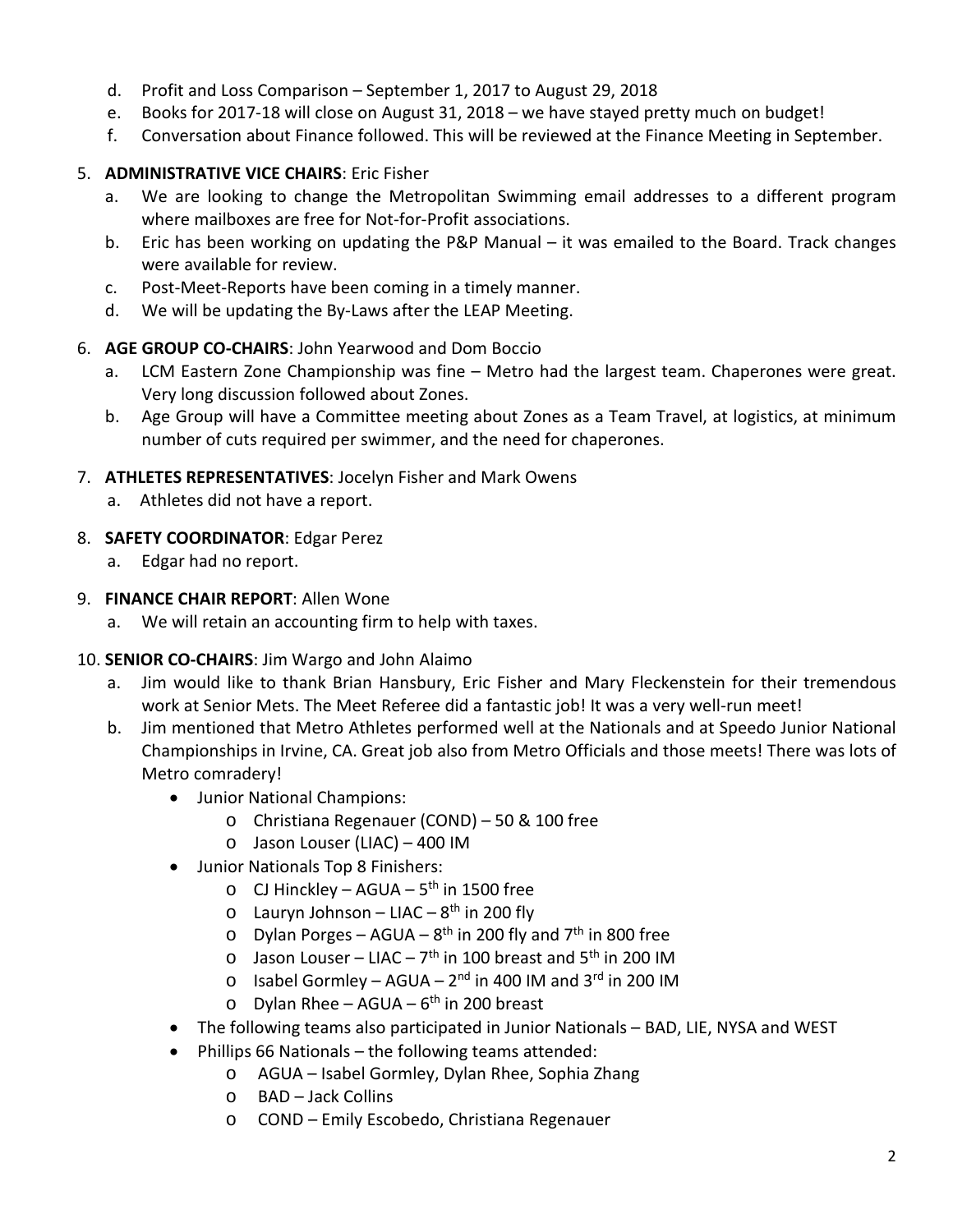d. Profit and Loss Comparison – September 1, 2017 to August 29, 2018
e. Books for 2017-18 will close on August 31, 2018 – we have stayed pretty much on budget!
f. Conversation about Finance followed. This will be reviewed at the Finance Meeting in September.

5. **ADMINISTRATIVE VICE CHAIRS**: Eric Fisher
   a. We are looking to change the Metropolitan Swimming email addresses to a different program where mailboxes are free for Not-for-Profit associations.
   b. Eric has been working on updating the P&P Manual – it was emailed to the Board. Track changes were available for review.
   c. Post-Meet-Reports have been coming in a timely manner.
   d. We will be updating the By-Laws after the LEAP Meeting.

6. **AGE GROUP CO-CHAIRS**: John Yearwood and Dom Boccio
   a. LCM Eastern Zone Championship was fine – Metro had the largest team. Chaperones were great. Very long discussion followed about Zones.
   b. Age Group will have a Committee meeting about Zones as a Team Travel, at logistics, at minimum number of cuts required per swimmer, and the need for chaperones.

7. **ATHLETES REPRESENTATIVES**: Jocelyn Fisher and Mark Owens
   a. Athletes did not have a report.

8. **SAFETY COORDINATOR**: Edgar Perez
   a. Edgar had no report.

9. **FINANCE CHAIR REPORT**: Allen Wone
   a. We will retain an accounting firm to help with taxes.

10. **SENIOR CO-CHAIRS**: Jim Wargo and John Alaimo
    a. Jim would like to thank Brian Hansbury, Eric Fisher and Mary Fleckenstein for their tremendous work at Senior Mets. The Meet Referee did a fantastic job! It was a very well-run meet!
    b. Jim mentioned that Metro Athletes performed well at the Nationals and at Speedo Junior National Championships in Irvine, CA. Great job also from Metro Officials and those meets! There was lots of Metro comradery!
       - Junior National Champions:
         - Christiana Regenauer (COND) – 50 & 100 free
         - Jason Louser (LIAC) – 400 IM
       - Junior Nationals Top 8 Finishers:
         - CJ Hinckley – AGUA – 5th in 1500 free
         - Lauryn Johnson – LIAC – 8th in 200 fly
         - Dylan Porges – AGUA – 8th in 200 fly and 7th in 800 free
         - Jason Louser – LIAC – 7th in 100 breast and 5th in 200 IM
         - Isabel Gormley – AGUA – 2nd in 400 IM and 3rd in 200 IM
         - Dylan Rhee – AGUA – 6th in 200 breast
       - The following teams also participated in Junior Nationals – BAD, LIE, NYSA and WEST
       - Phillips 66 Nationals – the following teams attended:
         - AGUA – Isabel Gormley, Dylan Rhee, Sophia Zhang
         - BAD – Jack Collins
         - COND – Emily Escobedo, Christiana Regenauer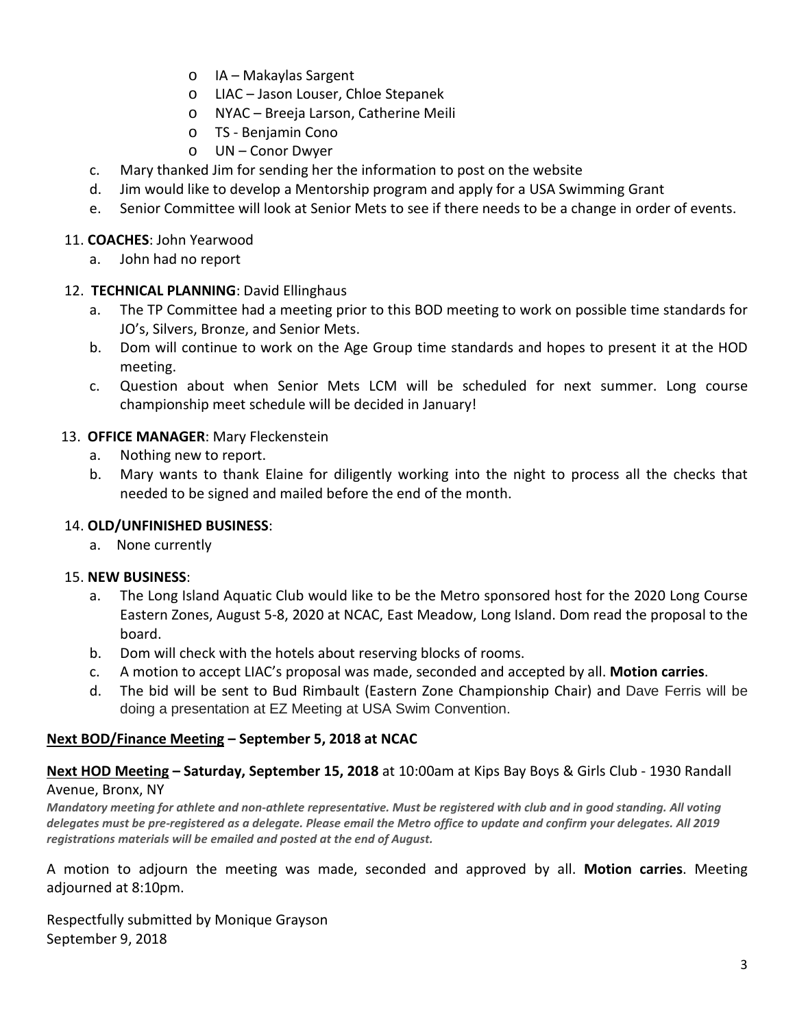- IA – Makaylas Sargent
  - LIAC – Jason Louser, Chloe Stepanek
  - NYAC – Breeja Larson, Catherine Meili
  - TS - Benjamin Cono
  - UN – Conor Dwyer

c. Mary thanked Jim for sending her the information to post on the website

d. Jim would like to develop a Mentorship program and apply for a USA Swimming Grant

e. Senior Committee will look at Senior Mets to see if there needs to be a change in order of events.

11. **COACHES**: John Yearwood
    a. John had no report

12. **TECHNICAL PLANNING**: David Ellinghaus
    a. The TP Committee had a meeting prior to this BOD meeting to work on possible time standards for JO's, Silvers, Bronze, and Senior Mets.
    b. Dom will continue to work on the Age Group time standards and hopes to present it at the HOD meeting.
    c. Question about when Senior Mets LCM will be scheduled for next summer. Long course championship meet schedule will be decided in January!

13. **OFFICE MANAGER**: Mary Fleckenstein
    a. Nothing new to report.
    b. Mary wants to thank Elaine for diligently working into the night to process all the checks that needed to be signed and mailed before the end of the month.

14. **OLD/UNFINISHED BUSINESS**:
    a. None currently

15. **NEW BUSINESS**:
    a. The Long Island Aquatic Club would like to be the Metro sponsored host for the 2020 Long Course Eastern Zones, August 5-8, 2020 at NCAC, East Meadow, Long Island. Dom read the proposal to the board.
    b. Dom will check with the hotels about reserving blocks of rooms.
    c. A motion to accept LIAC's proposal was made, seconded and accepted by all. **Motion carries**.
    d. The bid will be sent to Bud Rimbault (Eastern Zone Championship Chair) and Dave Ferris will be doing a presentation at EZ Meeting at USA Swim Convention.

**Next BOD/Finance Meeting – September 5, 2018 at NCAC**

**Next HOD Meeting – Saturday, September 15, 2018** at 10:00am at Kips Bay Boys & Girls Club - 1930 Randall Avenue, Bronx, NY

***Mandatory meeting for athlete and non-athlete representative. Must be registered with club and in good standing. All voting delegates must be pre-registered as a delegate. Please email the Metro office to update and confirm your delegates. All 2019 registrations materials will be emailed and posted at the end of August.***

A motion to adjourn the meeting was made, seconded and approved by all. **Motion carries**. Meeting adjourned at 8:10pm.

Respectfully submitted by Monique Grayson
September 9, 2018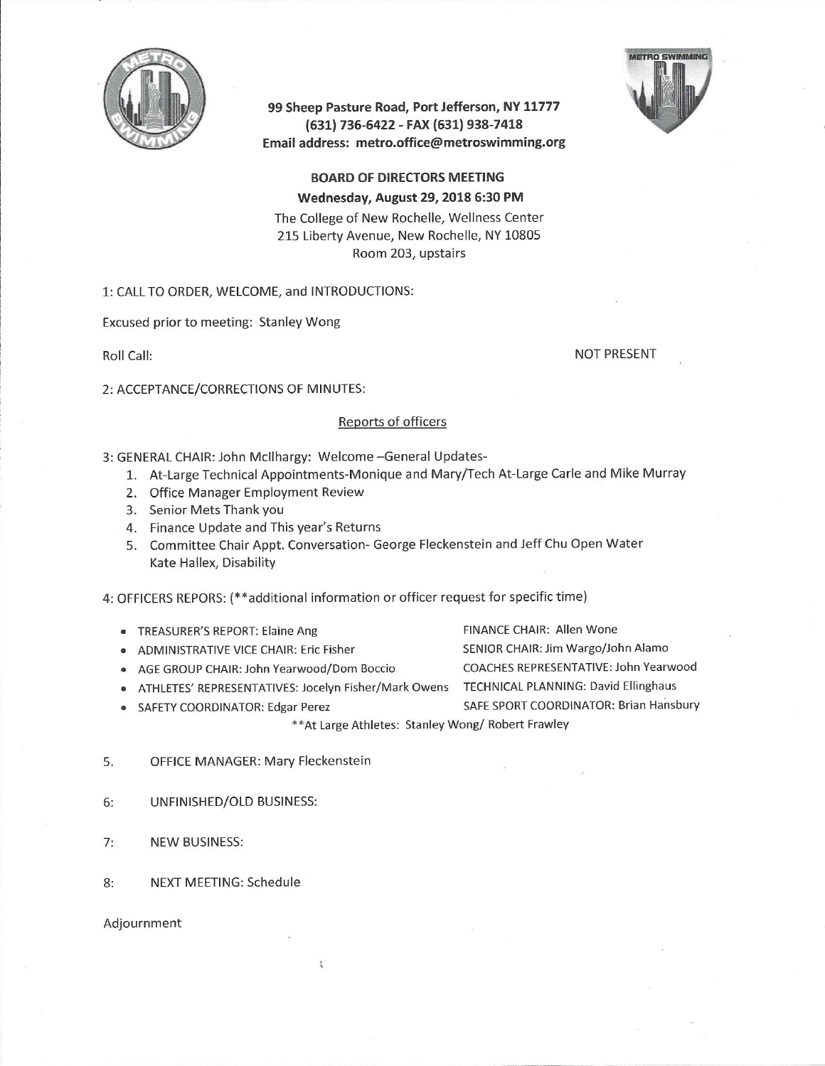99 Sheep Pasture Road, Port Jefferson, NY 11777
(631) 736-6422 - FAX (631) 938-7418
Email address: metro.office@metroswimming.org

**BOARD OF DIRECTORS MEETING**
**Wednesday, August 29, 2018 6:30 PM**

The College of New Rochelle, Wellness Center
215 Liberty Avenue, New Rochelle, NY 10805
Room 203, upstairs

1: CALL TO ORDER, WELCOME, and INTRODUCTIONS:

Excused prior to meeting: Stanley Wong

Roll Call: NOT PRESENT

2: ACCEPTANCE/CORRECTIONS OF MINUTES:

Reports of officers

3: GENERAL CHAIR: John McIlhargy: Welcome –General Updates-

1. At-Large Technical Appointments-Monique and Mary/Tech At-Large Carle and Mike Murray
2. Office Manager Employment Review
3. Senior Mets Thank you
4. Finance Update and This year's Returns
5. Committee Chair Appt. Conversation- George Fleckenstein and Jeff Chu Open Water
   Kate Hallex, Disability

4: OFFICERS REPORS: (**additional information or officer request for specific time)

- TREASURER'S REPORT: Elaine Ang
- ADMINISTRATIVE VICE CHAIR: Eric Fisher
- AGE GROUP CHAIR: John Yearwood/Dom Boccio
- ATHLETES' REPRESENTATIVES: Jocelyn Fisher/Mark Owens
- SAFETY COORDINATOR: Edgar Perez

FINANCE CHAIR: Allen Wone
SENIOR CHAIR: Jim Wargo/John Alamo
COACHES REPRESENTATIVE: John Yearwood
TECHNICAL PLANNING: David Ellinghaus
SAFE SPORT COORDINATOR: Brian Hansbury

**At Large Athletes: Stanley Wong/ Robert Frawley

5. OFFICE MANAGER: Mary Fleckenstein

6: UNFINISHED/OLD BUSINESS:

7: NEW BUSINESS:

8: NEXT MEETING: Schedule

Adjournment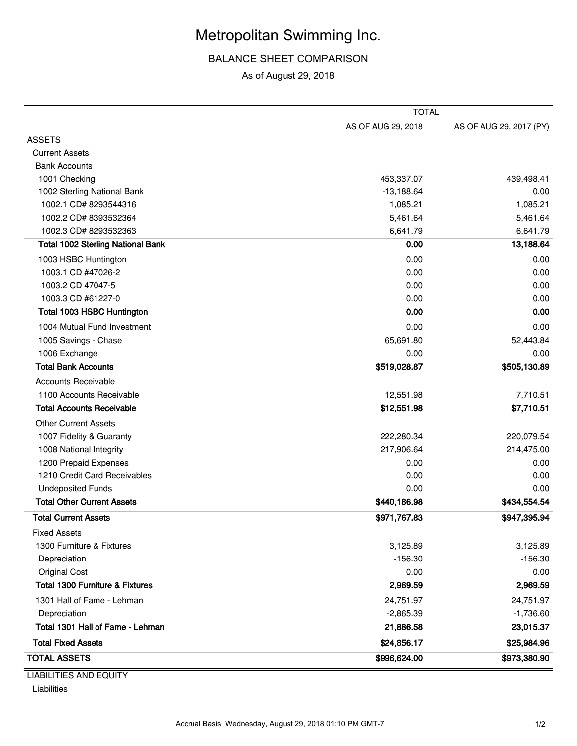# Metropolitan Swimming Inc.

## BALANCE SHEET COMPARISON

As of August 29, 2018

| | TOTAL | |
|---|---|---|
| | AS OF AUG 29, 2018 | AS OF AUG 29, 2017 (PY) |
| ASSETS | | |
| Current Assets | | |
| Bank Accounts | | |
| 1001 Checking | 453,337.07 | 439,498.41 |
| 1002 Sterling National Bank | -13,188.64 | 0.00 |
| 1002.1 CD# 8293544316 | 1,085.21 | 1,085.21 |
| 1002.2 CD# 8393532364 | 5,461.64 | 5,461.64 |
| 1002.3 CD# 8293532363 | 6,641.79 | 6,641.79 |
| **Total 1002 Sterling National Bank** | **0.00** | **13,188.64** |
| 1003 HSBC Huntington | 0.00 | 0.00 |
| 1003.1 CD #47026-2 | 0.00 | 0.00 |
| 1003.2 CD 47047-5 | 0.00 | 0.00 |
| 1003.3 CD #61227-0 | 0.00 | 0.00 |
| **Total 1003 HSBC Huntington** | **0.00** | **0.00** |
| 1004 Mutual Fund Investment | 0.00 | 0.00 |
| 1005 Savings - Chase | 65,691.80 | 52,443.84 |
| 1006 Exchange | 0.00 | 0.00 |
| **Total Bank Accounts** | **$519,028.87** | **$505,130.89** |
| Accounts Receivable | | |
| 1100 Accounts Receivable | 12,551.98 | 7,710.51 |
| **Total Accounts Receivable** | **$12,551.98** | **$7,710.51** |
| Other Current Assets | | |
| 1007 Fidelity & Guaranty | 222,280.34 | 220,079.54 |
| 1008 National Integrity | 217,906.64 | 214,475.00 |
| 1200 Prepaid Expenses | 0.00 | 0.00 |
| 1210 Credit Card Receivables | 0.00 | 0.00 |
| Undeposited Funds | 0.00 | 0.00 |
| **Total Other Current Assets** | **$440,186.98** | **$434,554.54** |
| **Total Current Assets** | **$971,767.83** | **$947,395.94** |
| Fixed Assets | | |
| 1300 Furniture & Fixtures | 3,125.89 | 3,125.89 |
| Depreciation | -156.30 | -156.30 |
| Original Cost | 0.00 | 0.00 |
| **Total 1300 Furniture & Fixtures** | **2,969.59** | **2,969.59** |
| 1301 Hall of Fame - Lehman | 24,751.97 | 24,751.97 |
| Depreciation | -2,865.39 | -1,736.60 |
| **Total 1301 Hall of Fame - Lehman** | **21,886.58** | **23,015.37** |
| **Total Fixed Assets** | **$24,856.17** | **$25,984.96** |
| **TOTAL ASSETS** | **$996,624.00** | **$973,380.90** |
| LIABILITIES AND EQUITY | | |
| Liabilities | | |

Accrual Basis Wednesday, August 29, 2018 01:10 PM GMT-7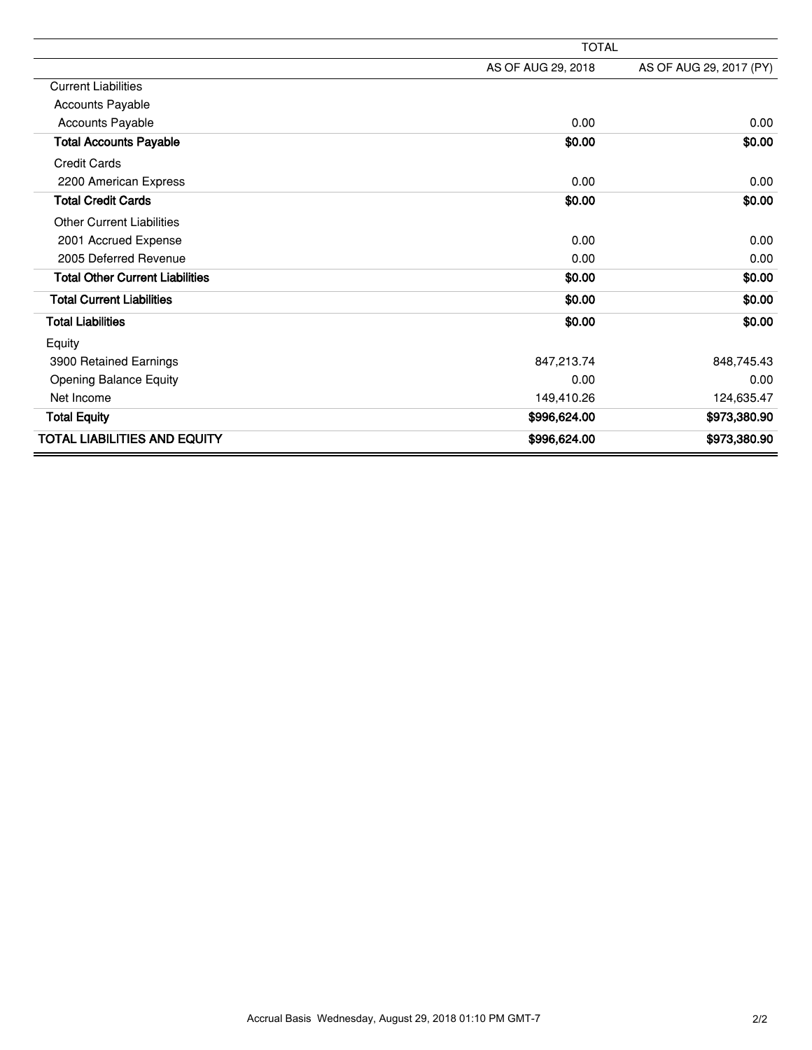| | TOTAL | |
|---|---|---|
| | AS OF AUG 29, 2018 | AS OF AUG 29, 2017 (PY) |
| Current Liabilities | | |
| Accounts Payable | | |
| Accounts Payable | 0.00 | 0.00 |
| **Total Accounts Payable** | **$0.00** | **$0.00** |
| Credit Cards | | |
| 2200 American Express | 0.00 | 0.00 |
| **Total Credit Cards** | **$0.00** | **$0.00** |
| Other Current Liabilities | | |
| 2001 Accrued Expense | 0.00 | 0.00 |
| 2005 Deferred Revenue | 0.00 | 0.00 |
| **Total Other Current Liabilities** | **$0.00** | **$0.00** |
| **Total Current Liabilities** | **$0.00** | **$0.00** |
| **Total Liabilities** | **$0.00** | **$0.00** |
| Equity | | |
| 3900 Retained Earnings | 847,213.74 | 848,745.43 |
| Opening Balance Equity | 0.00 | 0.00 |
| Net Income | 149,410.26 | 124,635.47 |
| **Total Equity** | **$996,624.00** | **$973,380.90** |
| **TOTAL LIABILITIES AND EQUITY** | **$996,624.00** | **$973,380.90** |

Accrual Basis Wednesday, August 29, 2018 01:10 PM GMT-7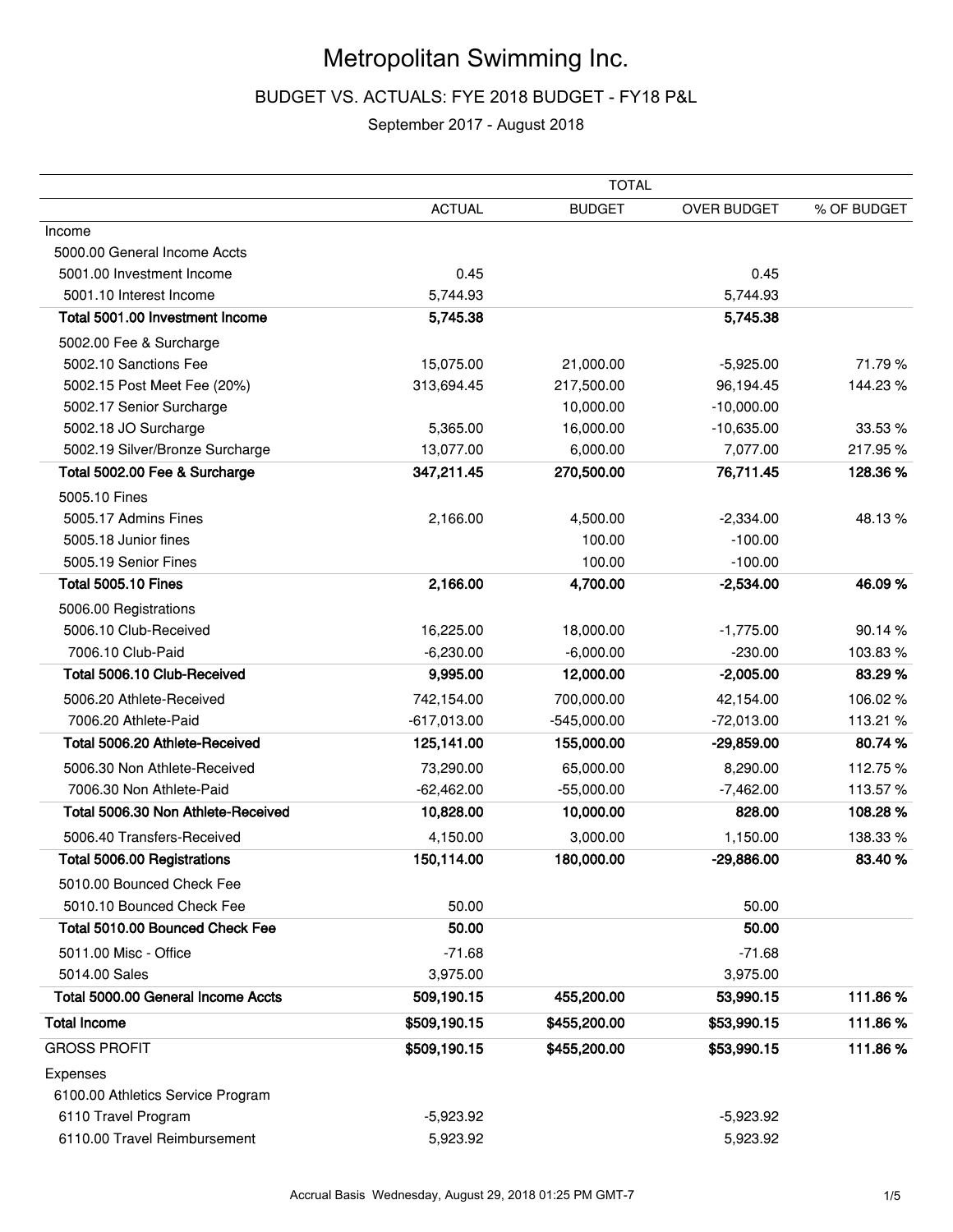# Metropolitan Swimming Inc.

## BUDGET VS. ACTUALS: FYE 2018 BUDGET - FY18 P&L

September 2017 - August 2018

| | TOTAL | | | |
|---|---|---|---|---|
| | ACTUAL | BUDGET | OVER BUDGET | % OF BUDGET |
| Income | | | | |
| 5000.00 General Income Accts | | | | |
| 5001.00 Investment Income | 0.45 | | 0.45 | |
| 5001.10 Interest Income | 5,744.93 | | 5,744.93 | |
| **Total 5001.00 Investment Income** | **5,745.38** | | **5,745.38** | |
| 5002.00 Fee & Surcharge | | | | |
| 5002.10 Sanctions Fee | 15,075.00 | 21,000.00 | -5,925.00 | 71.79 % |
| 5002.15 Post Meet Fee (20%) | 313,694.45 | 217,500.00 | 96,194.45 | 144.23 % |
| 5002.17 Senior Surcharge | | 10,000.00 | -10,000.00 | |
| 5002.18 JO Surcharge | 5,365.00 | 16,000.00 | -10,635.00 | 33.53 % |
| 5002.19 Silver/Bronze Surcharge | 13,077.00 | 6,000.00 | 7,077.00 | 217.95 % |
| **Total 5002.00 Fee & Surcharge** | **347,211.45** | **270,500.00** | **76,711.45** | **128.36 %** |
| 5005.10 Fines | | | | |
| 5005.17 Admins Fines | 2,166.00 | 4,500.00 | -2,334.00 | 48.13 % |
| 5005.18 Junior fines | | 100.00 | -100.00 | |
| 5005.19 Senior Fines | | 100.00 | -100.00 | |
| **Total 5005.10 Fines** | **2,166.00** | **4,700.00** | **-2,534.00** | **46.09 %** |
| 5006.00 Registrations | | | | |
| 5006.10 Club-Received | 16,225.00 | 18,000.00 | -1,775.00 | 90.14 % |
| 7006.10 Club-Paid | -6,230.00 | -6,000.00 | -230.00 | 103.83 % |
| **Total 5006.10 Club-Received** | **9,995.00** | **12,000.00** | **-2,005.00** | **83.29 %** |
| 5006.20 Athlete-Received | 742,154.00 | 700,000.00 | 42,154.00 | 106.02 % |
| 7006.20 Athlete-Paid | -617,013.00 | -545,000.00 | -72,013.00 | 113.21 % |
| **Total 5006.20 Athlete-Received** | **125,141.00** | **155,000.00** | **-29,859.00** | **80.74 %** |
| 5006.30 Non Athlete-Received | 73,290.00 | 65,000.00 | 8,290.00 | 112.75 % |
| 7006.30 Non Athlete-Paid | -62,462.00 | -55,000.00 | -7,462.00 | 113.57 % |
| **Total 5006.30 Non Athlete-Received** | **10,828.00** | **10,000.00** | **828.00** | **108.28 %** |
| 5006.40 Transfers-Received | 4,150.00 | 3,000.00 | 1,150.00 | 138.33 % |
| **Total 5006.00 Registrations** | **150,114.00** | **180,000.00** | **-29,886.00** | **83.40 %** |
| 5010.00 Bounced Check Fee | | | | |
| 5010.10 Bounced Check Fee | 50.00 | | 50.00 | |
| **Total 5010.00 Bounced Check Fee** | **50.00** | | **50.00** | |
| 5011.00 Misc - Office | -71.68 | | -71.68 | |
| 5014.00 Sales | 3,975.00 | | 3,975.00 | |
| **Total 5000.00 General Income Accts** | **509,190.15** | **455,200.00** | **53,990.15** | **111.86 %** |
| **Total Income** | **$509,190.15** | **$455,200.00** | **$53,990.15** | **111.86 %** |
| GROSS PROFIT | **$509,190.15** | **$455,200.00** | **$53,990.15** | **111.86 %** |
| Expenses | | | | |
| 6100.00 Athletics Service Program | | | | |
| 6110 Travel Program | -5,923.92 | | -5,923.92 | |
| 6110.00 Travel Reimbursement | 5,923.92 | | 5,923.92 | |

Accrual Basis Wednesday, August 29, 2018 01:25 PM GMT-7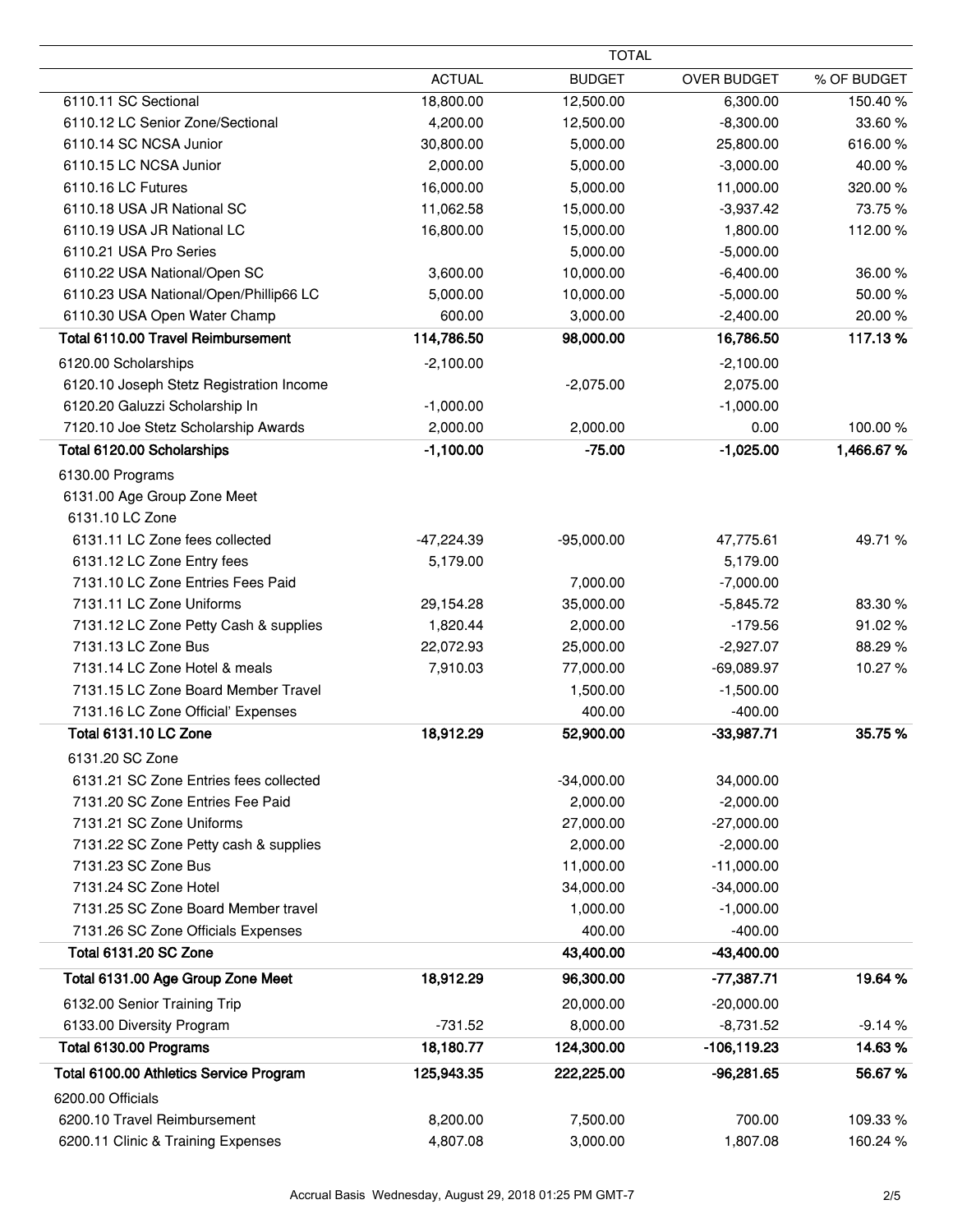| | TOTAL | | | |
|---|---|---|---|---|
| | ACTUAL | BUDGET | OVER BUDGET | % OF BUDGET |
| 6110.11 SC Sectional | 18,800.00 | 12,500.00 | 6,300.00 | 150.40 % |
| 6110.12 LC Senior Zone/Sectional | 4,200.00 | 12,500.00 | -8,300.00 | 33.60 % |
| 6110.14 SC NCSA Junior | 30,800.00 | 5,000.00 | 25,800.00 | 616.00 % |
| 6110.15 LC NCSA Junior | 2,000.00 | 5,000.00 | -3,000.00 | 40.00 % |
| 6110.16 LC Futures | 16,000.00 | 5,000.00 | 11,000.00 | 320.00 % |
| 6110.18 USA JR National SC | 11,062.58 | 15,000.00 | -3,937.42 | 73.75 % |
| 6110.19 USA JR National LC | 16,800.00 | 15,000.00 | 1,800.00 | 112.00 % |
| 6110.21 USA Pro Series | | 5,000.00 | -5,000.00 | |
| 6110.22 USA National/Open SC | 3,600.00 | 10,000.00 | -6,400.00 | 36.00 % |
| 6110.23 USA National/Open/Phillip66 LC | 5,000.00 | 10,000.00 | -5,000.00 | 50.00 % |
| 6110.30 USA Open Water Champ | 600.00 | 3,000.00 | -2,400.00 | 20.00 % |
| **Total 6110.00 Travel Reimbursement** | **114,786.50** | **98,000.00** | **16,786.50** | **117.13 %** |
| 6120.00 Scholarships | -2,100.00 | | -2,100.00 | |
| 6120.10 Joseph Stetz Registration Income | | -2,075.00 | 2,075.00 | |
| 6120.20 Galuzzi Scholarship In | -1,000.00 | | -1,000.00 | |
| 7120.10 Joe Stetz Scholarship Awards | 2,000.00 | 2,000.00 | 0.00 | 100.00 % |
| **Total 6120.00 Scholarships** | **-1,100.00** | **-75.00** | **-1,025.00** | **1,466.67 %** |
| 6130.00 Programs | | | | |
| 6131.00 Age Group Zone Meet | | | | |
| 6131.10 LC Zone | | | | |
| 6131.11 LC Zone fees collected | -47,224.39 | -95,000.00 | 47,775.61 | 49.71 % |
| 6131.12 LC Zone Entry fees | 5,179.00 | | 5,179.00 | |
| 7131.10 LC Zone Entries Fees Paid | | 7,000.00 | -7,000.00 | |
| 7131.11 LC Zone Uniforms | 29,154.28 | 35,000.00 | -5,845.72 | 83.30 % |
| 7131.12 LC Zone Petty Cash & supplies | 1,820.44 | 2,000.00 | -179.56 | 91.02 % |
| 7131.13 LC Zone Bus | 22,072.93 | 25,000.00 | -2,927.07 | 88.29 % |
| 7131.14 LC Zone Hotel & meals | 7,910.03 | 77,000.00 | -69,089.97 | 10.27 % |
| 7131.15 LC Zone Board Member Travel | | 1,500.00 | -1,500.00 | |
| 7131.16 LC Zone Official' Expenses | | 400.00 | -400.00 | |
| **Total 6131.10 LC Zone** | **18,912.29** | **52,900.00** | **-33,987.71** | **35.75 %** |
| 6131.20 SC Zone | | | | |
| 6131.21 SC Zone Entries fees collected | | -34,000.00 | 34,000.00 | |
| 7131.20 SC Zone Entries Fee Paid | | 2,000.00 | -2,000.00 | |
| 7131.21 SC Zone Uniforms | | 27,000.00 | -27,000.00 | |
| 7131.22 SC Zone Petty cash & supplies | | 2,000.00 | -2,000.00 | |
| 7131.23 SC Zone Bus | | 11,000.00 | -11,000.00 | |
| 7131.24 SC Zone Hotel | | 34,000.00 | -34,000.00 | |
| 7131.25 SC Zone Board Member travel | | 1,000.00 | -1,000.00 | |
| 7131.26 SC Zone Officials Expenses | | 400.00 | -400.00 | |
| **Total 6131.20 SC Zone** | | **43,400.00** | **-43,400.00** | |
| **Total 6131.00 Age Group Zone Meet** | **18,912.29** | **96,300.00** | **-77,387.71** | **19.64 %** |
| 6132.00 Senior Training Trip | | 20,000.00 | -20,000.00 | |
| 6133.00 Diversity Program | -731.52 | 8,000.00 | -8,731.52 | -9.14 % |
| **Total 6130.00 Programs** | **18,180.77** | **124,300.00** | **-106,119.23** | **14.63 %** |
| **Total 6100.00 Athletics Service Program** | **125,943.35** | **222,225.00** | **-96,281.65** | **56.67 %** |
| 6200.00 Officials | | | | |
| 6200.10 Travel Reimbursement | 8,200.00 | 7,500.00 | 700.00 | 109.33 % |
| 6200.11 Clinic & Training Expenses | 4,807.08 | 3,000.00 | 1,807.08 | 160.24 % |

Accrual Basis Wednesday, August 29, 2018 01:25 PM GMT-7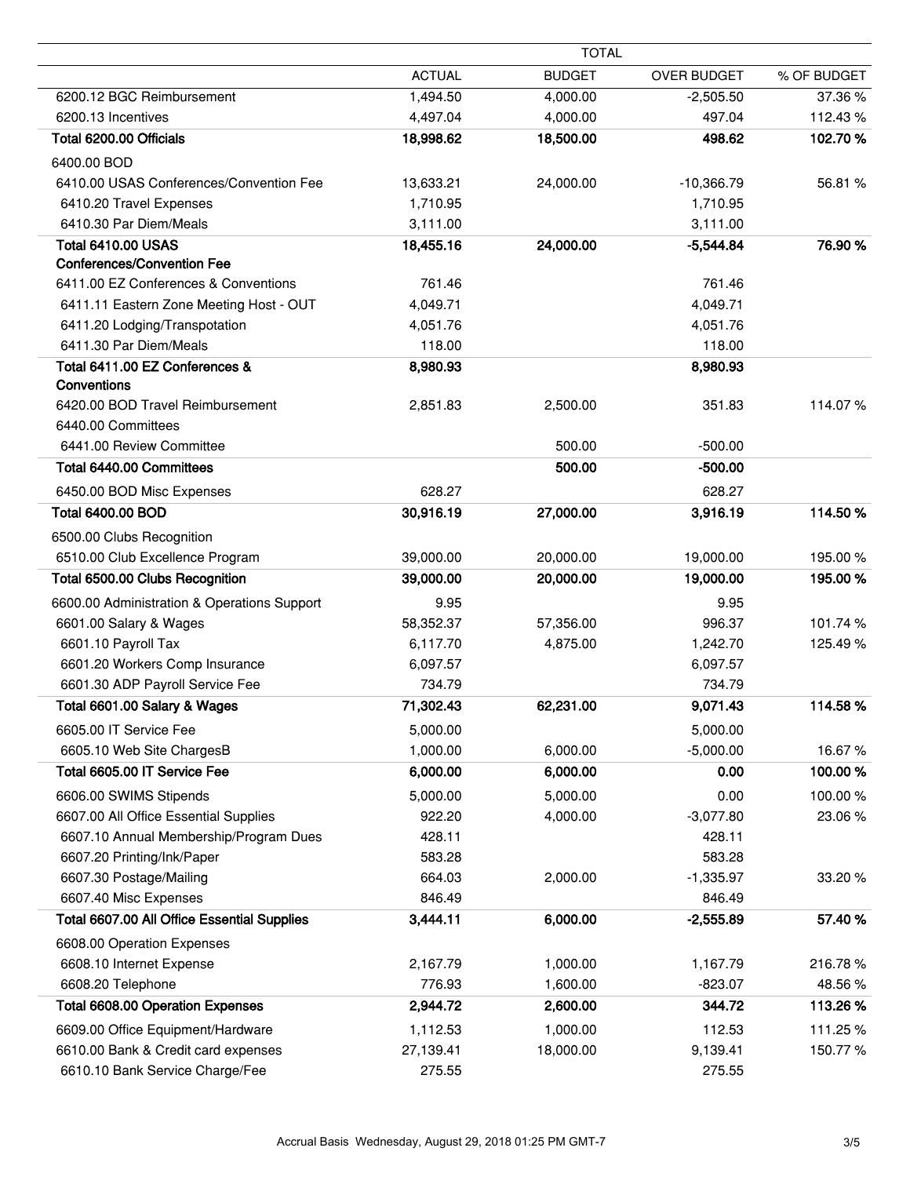| | TOTAL | | | |
|---|---|---|---|---|
| | ACTUAL | BUDGET | OVER BUDGET | % OF BUDGET |
| 6200.12 BGC Reimbursement | 1,494.50 | 4,000.00 | -2,505.50 | 37.36 % |
| 6200.13 Incentives | 4,497.04 | 4,000.00 | 497.04 | 112.43 % |
| **Total 6200.00 Officials** | **18,998.62** | **18,500.00** | **498.62** | **102.70 %** |
| 6400.00 BOD | | | | |
| 6410.00 USAS Conferences/Convention Fee | 13,633.21 | 24,000.00 | -10,366.79 | 56.81 % |
| 6410.20 Travel Expenses | 1,710.95 | | 1,710.95 | |
| 6410.30 Par Diem/Meals | 3,111.00 | | 3,111.00 | |
| **Total 6410.00 USAS Conferences/Convention Fee** | **18,455.16** | **24,000.00** | **-5,544.84** | **76.90 %** |
| 6411.00 EZ Conferences & Conventions | 761.46 | | 761.46 | |
| 6411.11 Eastern Zone Meeting Host - OUT | 4,049.71 | | 4,049.71 | |
| 6411.20 Lodging/Transpotation | 4,051.76 | | 4,051.76 | |
| 6411.30 Par Diem/Meals | 118.00 | | 118.00 | |
| **Total 6411.00 EZ Conferences & Conventions** | **8,980.93** | | **8,980.93** | |
| 6420.00 BOD Travel Reimbursement | 2,851.83 | 2,500.00 | 351.83 | 114.07 % |
| 6440.00 Committees | | | | |
| 6441.00 Review Committee | | 500.00 | -500.00 | |
| **Total 6440.00 Committees** | | **500.00** | **-500.00** | |
| 6450.00 BOD Misc Expenses | 628.27 | | 628.27 | |
| **Total 6400.00 BOD** | **30,916.19** | **27,000.00** | **3,916.19** | **114.50 %** |
| 6500.00 Clubs Recognition | | | | |
| 6510.00 Club Excellence Program | 39,000.00 | 20,000.00 | 19,000.00 | 195.00 % |
| **Total 6500.00 Clubs Recognition** | **39,000.00** | **20,000.00** | **19,000.00** | **195.00 %** |
| 6600.00 Administration & Operations Support | 9.95 | | 9.95 | |
| 6601.00 Salary & Wages | 58,352.37 | 57,356.00 | 996.37 | 101.74 % |
| 6601.10 Payroll Tax | 6,117.70 | 4,875.00 | 1,242.70 | 125.49 % |
| 6601.20 Workers Comp Insurance | 6,097.57 | | 6,097.57 | |
| 6601.30 ADP Payroll Service Fee | 734.79 | | 734.79 | |
| **Total 6601.00 Salary & Wages** | **71,302.43** | **62,231.00** | **9,071.43** | **114.58 %** |
| 6605.00 IT Service Fee | 5,000.00 | | 5,000.00 | |
| 6605.10 Web Site ChargesB | 1,000.00 | 6,000.00 | -5,000.00 | 16.67 % |
| **Total 6605.00 IT Service Fee** | **6,000.00** | **6,000.00** | **0.00** | **100.00 %** |
| 6606.00 SWIMS Stipends | 5,000.00 | 5,000.00 | 0.00 | 100.00 % |
| 6607.00 All Office Essential Supplies | 922.20 | 4,000.00 | -3,077.80 | 23.06 % |
| 6607.10 Annual Membership/Program Dues | 428.11 | | 428.11 | |
| 6607.20 Printing/Ink/Paper | 583.28 | | 583.28 | |
| 6607.30 Postage/Mailing | 664.03 | 2,000.00 | -1,335.97 | 33.20 % |
| 6607.40 Misc Expenses | 846.49 | | 846.49 | |
| **Total 6607.00 All Office Essential Supplies** | **3,444.11** | **6,000.00** | **-2,555.89** | **57.40 %** |
| 6608.00 Operation Expenses | | | | |
| 6608.10 Internet Expense | 2,167.79 | 1,000.00 | 1,167.79 | 216.78 % |
| 6608.20 Telephone | 776.93 | 1,600.00 | -823.07 | 48.56 % |
| **Total 6608.00 Operation Expenses** | **2,944.72** | **2,600.00** | **344.72** | **113.26 %** |
| 6609.00 Office Equipment/Hardware | 1,112.53 | 1,000.00 | 112.53 | 111.25 % |
| 6610.00 Bank & Credit card expenses | 27,139.41 | 18,000.00 | 9,139.41 | 150.77 % |
| 6610.10 Bank Service Charge/Fee | 275.55 | | 275.55 | |

Accrual Basis Wednesday, August 29, 2018 01:25 PM GMT-7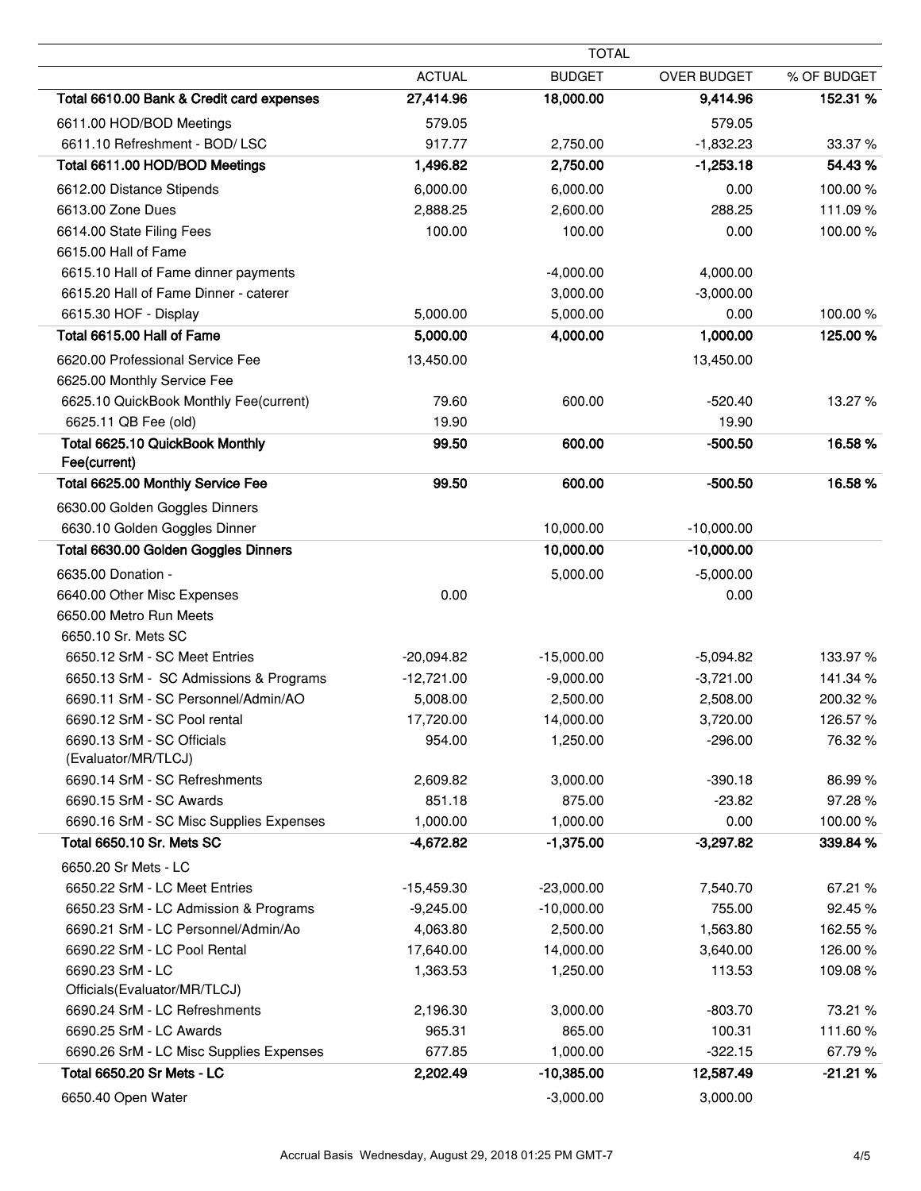| | TOTAL | | | |
|---|---|---|---|---|
| | ACTUAL | BUDGET | OVER BUDGET | % OF BUDGET |
| **Total 6610.00 Bank & Credit card expenses** | **27,414.96** | **18,000.00** | **9,414.96** | **152.31 %** |
| 6611.00 HOD/BOD Meetings | 579.05 | | 579.05 | |
| 6611.10 Refreshment - BOD/ LSC | 917.77 | 2,750.00 | -1,832.23 | 33.37 % |
| **Total 6611.00 HOD/BOD Meetings** | **1,496.82** | **2,750.00** | **-1,253.18** | **54.43 %** |
| 6612.00 Distance Stipends | 6,000.00 | 6,000.00 | 0.00 | 100.00 % |
| 6613.00 Zone Dues | 2,888.25 | 2,600.00 | 288.25 | 111.09 % |
| 6614.00 State Filing Fees | 100.00 | 100.00 | 0.00 | 100.00 % |
| 6615.00 Hall of Fame | | | | |
| 6615.10 Hall of Fame dinner payments | | -4,000.00 | 4,000.00 | |
| 6615.20 Hall of Fame Dinner - caterer | | 3,000.00 | -3,000.00 | |
| 6615.30 HOF - Display | 5,000.00 | 5,000.00 | 0.00 | 100.00 % |
| **Total 6615.00 Hall of Fame** | **5,000.00** | **4,000.00** | **1,000.00** | **125.00 %** |
| 6620.00 Professional Service Fee | 13,450.00 | | 13,450.00 | |
| 6625.00 Monthly Service Fee | | | | |
| 6625.10 QuickBook Monthly Fee(current) | 79.60 | 600.00 | -520.40 | 13.27 % |
| 6625.11 QB Fee (old) | 19.90 | | 19.90 | |
| **Total 6625.10 QuickBook Monthly Fee(current)** | **99.50** | **600.00** | **-500.50** | **16.58 %** |
| **Total 6625.00 Monthly Service Fee** | **99.50** | **600.00** | **-500.50** | **16.58 %** |
| 6630.00 Golden Goggles Dinners | | | | |
| 6630.10 Golden Goggles Dinner | | 10,000.00 | -10,000.00 | |
| **Total 6630.00 Golden Goggles Dinners** | | **10,000.00** | **-10,000.00** | |
| 6635.00 Donation - | | 5,000.00 | -5,000.00 | |
| 6640.00 Other Misc Expenses | 0.00 | | 0.00 | |
| 6650.00 Metro Run Meets | | | | |
| 6650.10 Sr. Mets SC | | | | |
| 6650.12 SrM - SC Meet Entries | -20,094.82 | -15,000.00 | -5,094.82 | 133.97 % |
| 6650.13 SrM - SC Admissions & Programs | -12,721.00 | -9,000.00 | -3,721.00 | 141.34 % |
| 6690.11 SrM - SC Personnel/Admin/AO | 5,008.00 | 2,500.00 | 2,508.00 | 200.32 % |
| 6690.12 SrM - SC Pool rental | 17,720.00 | 14,000.00 | 3,720.00 | 126.57 % |
| 6690.13 SrM - SC Officials (Evaluator/MR/TLCJ) | 954.00 | 1,250.00 | -296.00 | 76.32 % |
| 6690.14 SrM - SC Refreshments | 2,609.82 | 3,000.00 | -390.18 | 86.99 % |
| 6690.15 SrM - SC Awards | 851.18 | 875.00 | -23.82 | 97.28 % |
| 6690.16 SrM - SC Misc Supplies Expenses | 1,000.00 | 1,000.00 | 0.00 | 100.00 % |
| **Total 6650.10 Sr. Mets SC** | **-4,672.82** | **-1,375.00** | **-3,297.82** | **339.84 %** |
| 6650.20 Sr Mets - LC | | | | |
| 6650.22 SrM - LC Meet Entries | -15,459.30 | -23,000.00 | 7,540.70 | 67.21 % |
| 6650.23 SrM - LC Admission & Programs | -9,245.00 | -10,000.00 | 755.00 | 92.45 % |
| 6690.21 SrM - LC Personnel/Admin/Ao | 4,063.80 | 2,500.00 | 1,563.80 | 162.55 % |
| 6690.22 SrM - LC Pool Rental | 17,640.00 | 14,000.00 | 3,640.00 | 126.00 % |
| 6690.23 SrM - LC Officials(Evaluator/MR/TLCJ) | 1,363.53 | 1,250.00 | 113.53 | 109.08 % |
| 6690.24 SrM - LC Refreshments | 2,196.30 | 3,000.00 | -803.70 | 73.21 % |
| 6690.25 SrM - LC Awards | 965.31 | 865.00 | 100.31 | 111.60 % |
| 6690.26 SrM - LC Misc Supplies Expenses | 677.85 | 1,000.00 | -322.15 | 67.79 % |
| **Total 6650.20 Sr Mets - LC** | **2,202.49** | **-10,385.00** | **12,587.49** | **-21.21 %** |
| 6650.40 Open Water | | -3,000.00 | 3,000.00 | |

Accrual Basis Wednesday, August 29, 2018 01:25 PM GMT-7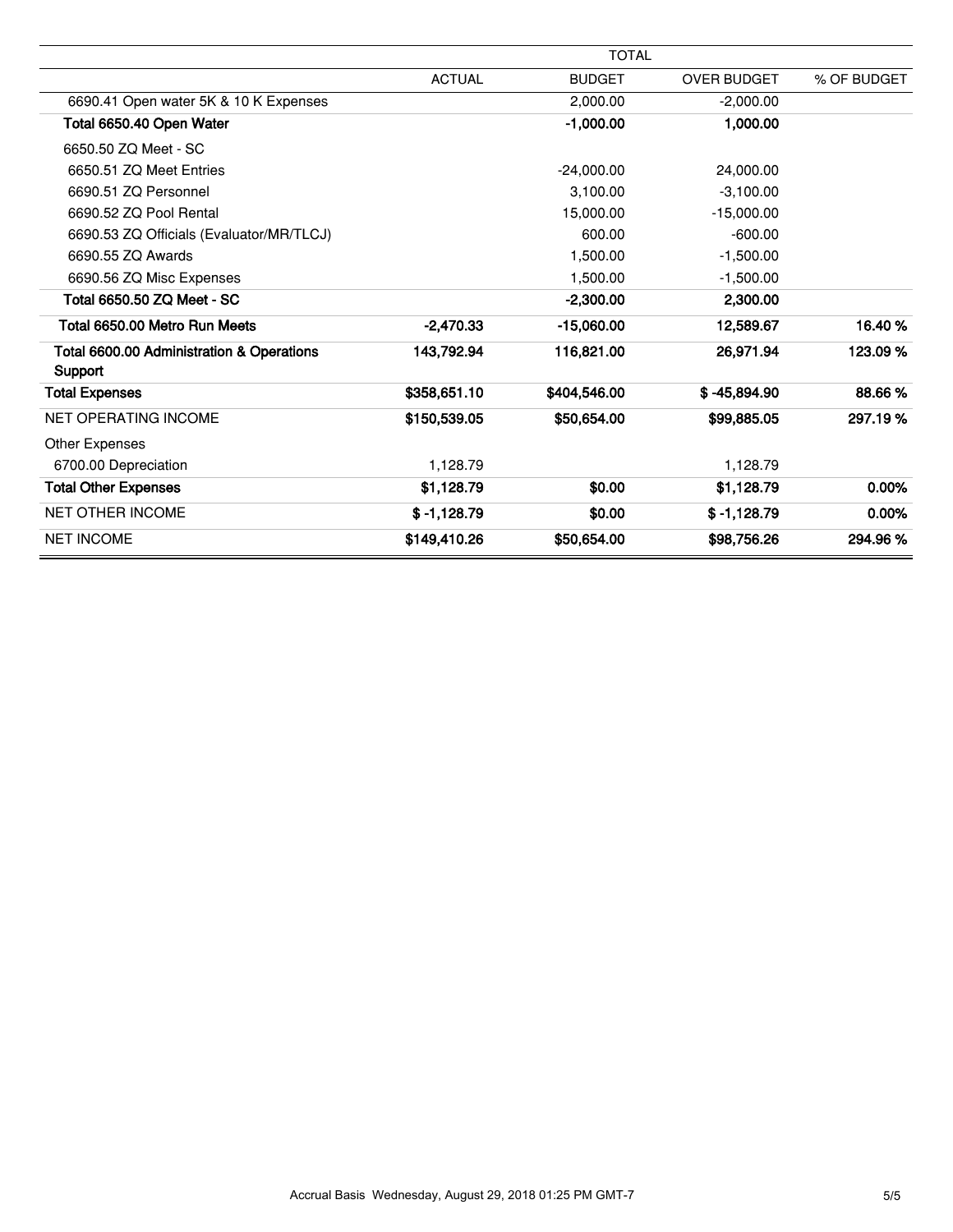| | TOTAL | | | |
|---|---|---|---|---|
| | ACTUAL | BUDGET | OVER BUDGET | % OF BUDGET |
| 6690.41 Open water 5K & 10 K Expenses | | 2,000.00 | -2,000.00 | |
| **Total 6650.40 Open Water** | | **-1,000.00** | **1,000.00** | |
| 6650.50 ZQ Meet - SC | | | | |
| 6650.51 ZQ Meet Entries | | -24,000.00 | 24,000.00 | |
| 6690.51 ZQ Personnel | | 3,100.00 | -3,100.00 | |
| 6690.52 ZQ Pool Rental | | 15,000.00 | -15,000.00 | |
| 6690.53 ZQ Officials (Evaluator/MR/TLCJ) | | 600.00 | -600.00 | |
| 6690.55 ZQ Awards | | 1,500.00 | -1,500.00 | |
| 6690.56 ZQ Misc Expenses | | 1,500.00 | -1,500.00 | |
| **Total 6650.50 ZQ Meet - SC** | | **-2,300.00** | **2,300.00** | |
| **Total 6650.00 Metro Run Meets** | **-2,470.33** | **-15,060.00** | **12,589.67** | **16.40 %** |
| **Total 6600.00 Administration & Operations Support** | **143,792.94** | **116,821.00** | **26,971.94** | **123.09 %** |
| **Total Expenses** | **$358,651.10** | **$404,546.00** | **$ -45,894.90** | **88.66 %** |
| NET OPERATING INCOME | **$150,539.05** | **$50,654.00** | **$99,885.05** | **297.19 %** |
| Other Expenses | | | | |
| 6700.00 Depreciation | 1,128.79 | | 1,128.79 | |
| **Total Other Expenses** | **$1,128.79** | **$0.00** | **$1,128.79** | **0.00%** |
| NET OTHER INCOME | **$ -1,128.79** | **$0.00** | **$ -1,128.79** | **0.00%** |
| NET INCOME | **$149,410.26** | **$50,654.00** | **$98,756.26** | **294.96 %** |

Accrual Basis Wednesday, August 29, 2018 01:25 PM GMT-7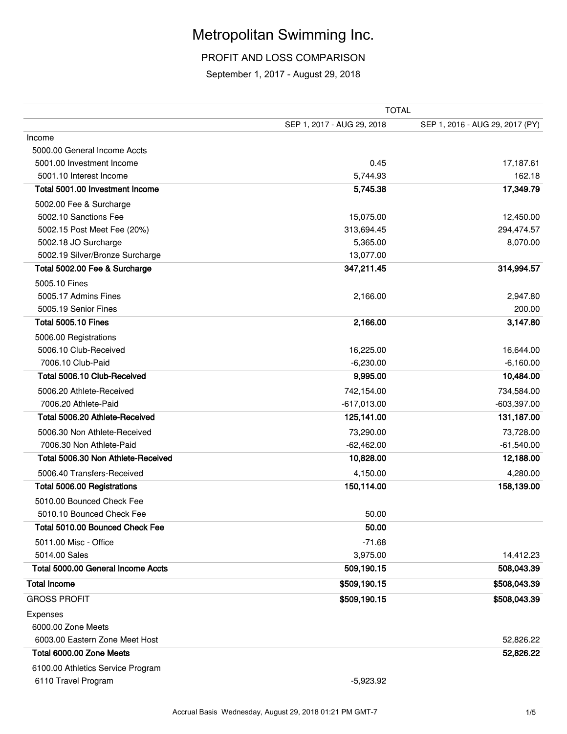# Metropolitan Swimming Inc.

## PROFIT AND LOSS COMPARISON

September 1, 2017 - August 29, 2018

| | TOTAL | |
|---|---|---|
| | SEP 1, 2017 - AUG 29, 2018 | SEP 1, 2016 - AUG 29, 2017 (PY) |
| Income | | |
| 5000.00 General Income Accts | | |
| 5001.00 Investment Income | 0.45 | 17,187.61 |
| 5001.10 Interest Income | 5,744.93 | 162.18 |
| **Total 5001.00 Investment Income** | **5,745.38** | **17,349.79** |
| 5002.00 Fee & Surcharge | | |
| 5002.10 Sanctions Fee | 15,075.00 | 12,450.00 |
| 5002.15 Post Meet Fee (20%) | 313,694.45 | 294,474.57 |
| 5002.18 JO Surcharge | 5,365.00 | 8,070.00 |
| 5002.19 Silver/Bronze Surcharge | 13,077.00 | |
| **Total 5002.00 Fee & Surcharge** | **347,211.45** | **314,994.57** |
| 5005.10 Fines | | |
| 5005.17 Admins Fines | 2,166.00 | 2,947.80 |
| 5005.19 Senior Fines | | 200.00 |
| **Total 5005.10 Fines** | **2,166.00** | **3,147.80** |
| 5006.00 Registrations | | |
| 5006.10 Club-Received | 16,225.00 | 16,644.00 |
| 7006.10 Club-Paid | -6,230.00 | -6,160.00 |
| **Total 5006.10 Club-Received** | **9,995.00** | **10,484.00** |
| 5006.20 Athlete-Received | 742,154.00 | 734,584.00 |
| 7006.20 Athlete-Paid | -617,013.00 | -603,397.00 |
| **Total 5006.20 Athlete-Received** | **125,141.00** | **131,187.00** |
| 5006.30 Non Athlete-Received | 73,290.00 | 73,728.00 |
| 7006.30 Non Athlete-Paid | -62,462.00 | -61,540.00 |
| **Total 5006.30 Non Athlete-Received** | **10,828.00** | **12,188.00** |
| 5006.40 Transfers-Received | 4,150.00 | 4,280.00 |
| **Total 5006.00 Registrations** | **150,114.00** | **158,139.00** |
| 5010.00 Bounced Check Fee | | |
| 5010.10 Bounced Check Fee | 50.00 | |
| **Total 5010.00 Bounced Check Fee** | **50.00** | |
| 5011.00 Misc - Office | -71.68 | |
| 5014.00 Sales | 3,975.00 | 14,412.23 |
| **Total 5000.00 General Income Accts** | **509,190.15** | **508,043.39** |
| **Total Income** | **$509,190.15** | **$508,043.39** |
| GROSS PROFIT | **$509,190.15** | **$508,043.39** |
| Expenses | | |
| 6000.00 Zone Meets | | |
| 6003.00 Eastern Zone Meet Host | | 52,826.22 |
| **Total 6000.00 Zone Meets** | | **52,826.22** |
| 6100.00 Athletics Service Program | | |
| 6110 Travel Program | -5,923.92 | |

Accrual Basis Wednesday, August 29, 2018 01:21 PM GMT-7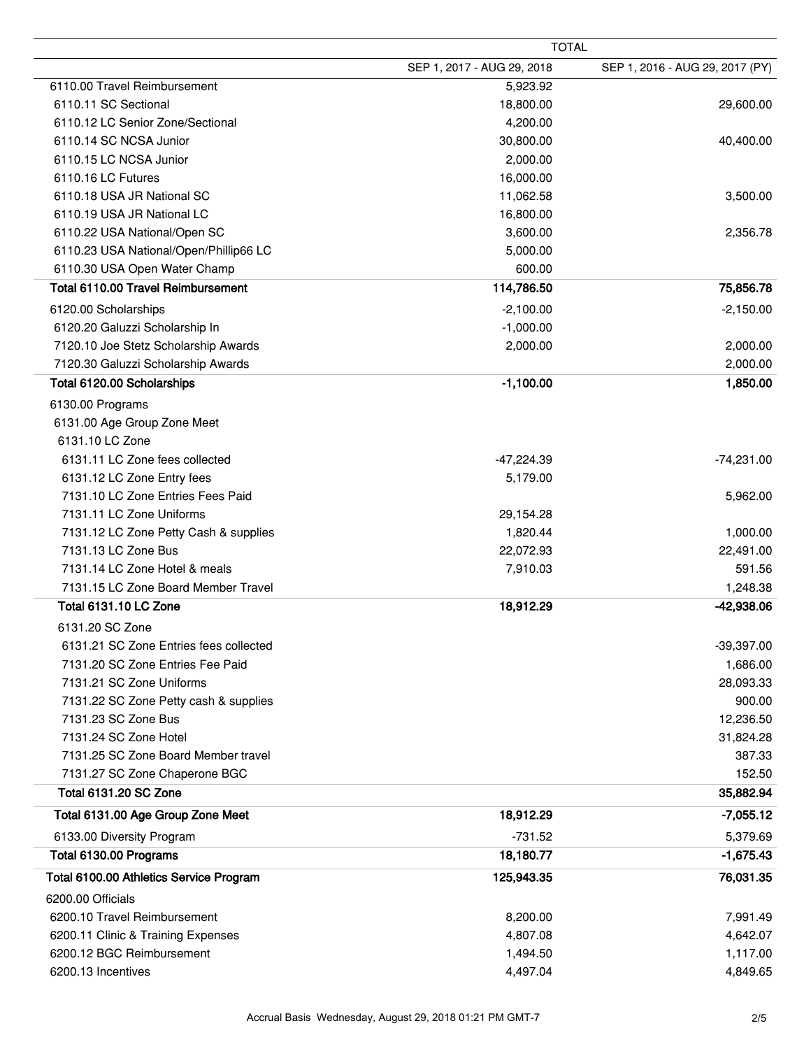| | TOTAL | |
|---|---|---|
| | SEP 1, 2017 - AUG 29, 2018 | SEP 1, 2016 - AUG 29, 2017 (PY) |
| 6110.00 Travel Reimbursement | 5,923.92 | |
| 6110.11 SC Sectional | 18,800.00 | 29,600.00 |
| 6110.12 LC Senior Zone/Sectional | 4,200.00 | |
| 6110.14 SC NCSA Junior | 30,800.00 | 40,400.00 |
| 6110.15 LC NCSA Junior | 2,000.00 | |
| 6110.16 LC Futures | 16,000.00 | |
| 6110.18 USA JR National SC | 11,062.58 | 3,500.00 |
| 6110.19 USA JR National LC | 16,800.00 | |
| 6110.22 USA National/Open SC | 3,600.00 | 2,356.78 |
| 6110.23 USA National/Open/Phillip66 LC | 5,000.00 | |
| 6110.30 USA Open Water Champ | 600.00 | |
| **Total 6110.00 Travel Reimbursement** | **114,786.50** | **75,856.78** |
| 6120.00 Scholarships | -2,100.00 | -2,150.00 |
| 6120.20 Galuzzi Scholarship In | -1,000.00 | |
| 7120.10 Joe Stetz Scholarship Awards | 2,000.00 | 2,000.00 |
| 7120.30 Galuzzi Scholarship Awards | | 2,000.00 |
| **Total 6120.00 Scholarships** | **-1,100.00** | **1,850.00** |
| 6130.00 Programs | | |
| 6131.00 Age Group Zone Meet | | |
| 6131.10 LC Zone | | |
| 6131.11 LC Zone fees collected | -47,224.39 | -74,231.00 |
| 6131.12 LC Zone Entry fees | 5,179.00 | |
| 7131.10 LC Zone Entries Fees Paid | | 5,962.00 |
| 7131.11 LC Zone Uniforms | 29,154.28 | |
| 7131.12 LC Zone Petty Cash & supplies | 1,820.44 | 1,000.00 |
| 7131.13 LC Zone Bus | 22,072.93 | 22,491.00 |
| 7131.14 LC Zone Hotel & meals | 7,910.03 | 591.56 |
| 7131.15 LC Zone Board Member Travel | | 1,248.38 |
| **Total 6131.10 LC Zone** | **18,912.29** | **-42,938.06** |
| 6131.20 SC Zone | | |
| 6131.21 SC Zone Entries fees collected | | -39,397.00 |
| 7131.20 SC Zone Entries Fee Paid | | 1,686.00 |
| 7131.21 SC Zone Uniforms | | 28,093.33 |
| 7131.22 SC Zone Petty cash & supplies | | 900.00 |
| 7131.23 SC Zone Bus | | 12,236.50 |
| 7131.24 SC Zone Hotel | | 31,824.28 |
| 7131.25 SC Zone Board Member travel | | 387.33 |
| 7131.27 SC Zone Chaperone BGC | | 152.50 |
| **Total 6131.20 SC Zone** | | **35,882.94** |
| **Total 6131.00 Age Group Zone Meet** | **18,912.29** | **-7,055.12** |
| 6133.00 Diversity Program | -731.52 | 5,379.69 |
| **Total 6130.00 Programs** | **18,180.77** | **-1,675.43** |
| **Total 6100.00 Athletics Service Program** | **125,943.35** | **76,031.35** |
| 6200.00 Officials | | |
| 6200.10 Travel Reimbursement | 8,200.00 | 7,991.49 |
| 6200.11 Clinic & Training Expenses | 4,807.08 | 4,642.07 |
| 6200.12 BGC Reimbursement | 1,494.50 | 1,117.00 |
| 6200.13 Incentives | 4,497.04 | 4,849.65 |

Accrual Basis Wednesday, August 29, 2018 01:21 PM GMT-7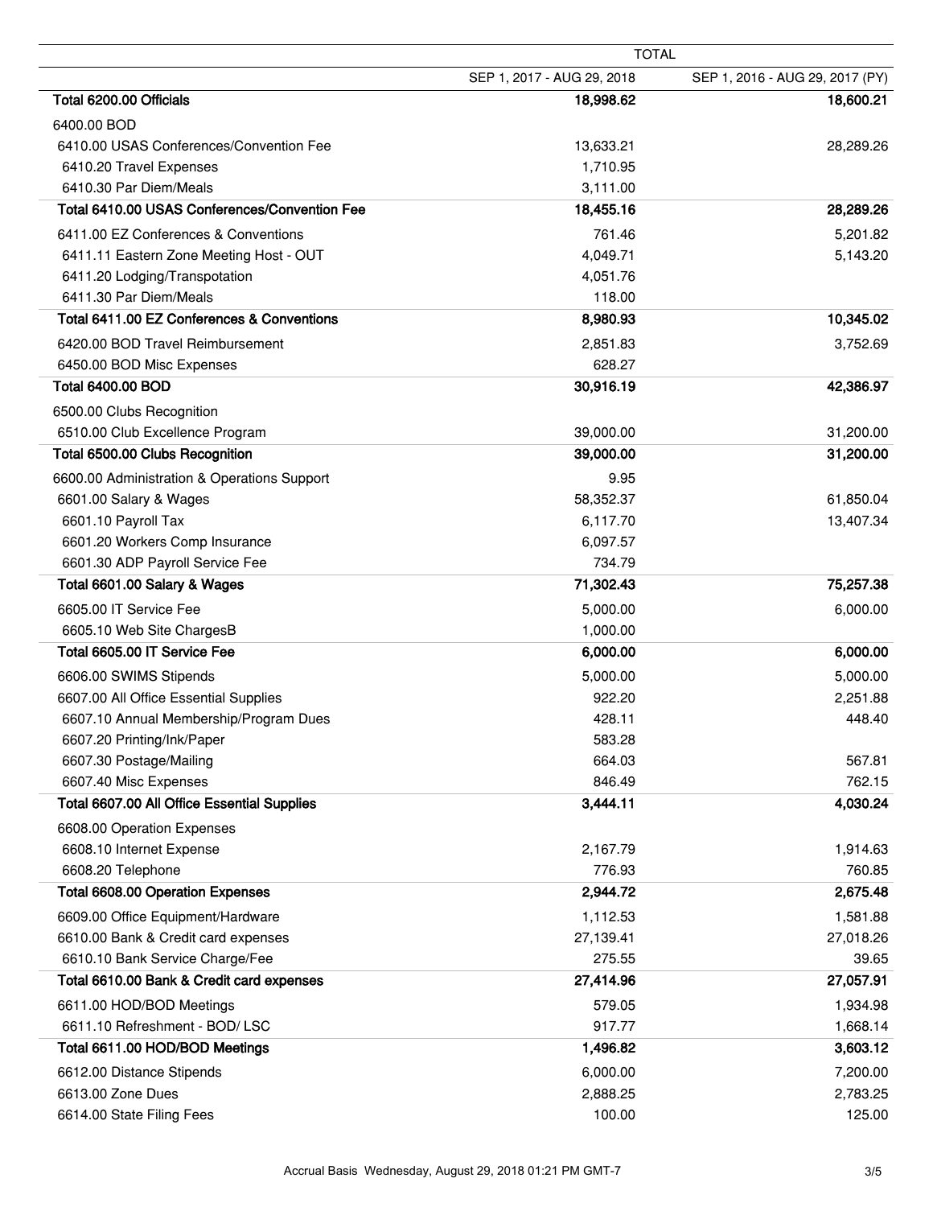| | TOTAL | |
|---|---|---|
| | SEP 1, 2017 - AUG 29, 2018 | SEP 1, 2016 - AUG 29, 2017 (PY) |
| **Total 6200.00 Officials** | **18,998.62** | **18,600.21** |
| 6400.00 BOD | | |
| 6410.00 USAS Conferences/Convention Fee | 13,633.21 | 28,289.26 |
| 6410.20 Travel Expenses | 1,710.95 | |
| 6410.30 Par Diem/Meals | 3,111.00 | |
| **Total 6410.00 USAS Conferences/Convention Fee** | **18,455.16** | **28,289.26** |
| 6411.00 EZ Conferences & Conventions | 761.46 | 5,201.82 |
| 6411.11 Eastern Zone Meeting Host - OUT | 4,049.71 | 5,143.20 |
| 6411.20 Lodging/Transpotation | 4,051.76 | |
| 6411.30 Par Diem/Meals | 118.00 | |
| **Total 6411.00 EZ Conferences & Conventions** | **8,980.93** | **10,345.02** |
| 6420.00 BOD Travel Reimbursement | 2,851.83 | 3,752.69 |
| 6450.00 BOD Misc Expenses | 628.27 | |
| **Total 6400.00 BOD** | **30,916.19** | **42,386.97** |
| 6500.00 Clubs Recognition | | |
| 6510.00 Club Excellence Program | 39,000.00 | 31,200.00 |
| **Total 6500.00 Clubs Recognition** | **39,000.00** | **31,200.00** |
| 6600.00 Administration & Operations Support | 9.95 | |
| 6601.00 Salary & Wages | 58,352.37 | 61,850.04 |
| 6601.10 Payroll Tax | 6,117.70 | 13,407.34 |
| 6601.20 Workers Comp Insurance | 6,097.57 | |
| 6601.30 ADP Payroll Service Fee | 734.79 | |
| **Total 6601.00 Salary & Wages** | **71,302.43** | **75,257.38** |
| 6605.00 IT Service Fee | 5,000.00 | 6,000.00 |
| 6605.10 Web Site ChargesB | 1,000.00 | |
| **Total 6605.00 IT Service Fee** | **6,000.00** | **6,000.00** |
| 6606.00 SWIMS Stipends | 5,000.00 | 5,000.00 |
| 6607.00 All Office Essential Supplies | 922.20 | 2,251.88 |
| 6607.10 Annual Membership/Program Dues | 428.11 | 448.40 |
| 6607.20 Printing/Ink/Paper | 583.28 | |
| 6607.30 Postage/Mailing | 664.03 | 567.81 |
| 6607.40 Misc Expenses | 846.49 | 762.15 |
| **Total 6607.00 All Office Essential Supplies** | **3,444.11** | **4,030.24** |
| 6608.00 Operation Expenses | | |
| 6608.10 Internet Expense | 2,167.79 | 1,914.63 |
| 6608.20 Telephone | 776.93 | 760.85 |
| **Total 6608.00 Operation Expenses** | **2,944.72** | **2,675.48** |
| 6609.00 Office Equipment/Hardware | 1,112.53 | 1,581.88 |
| 6610.00 Bank & Credit card expenses | 27,139.41 | 27,018.26 |
| 6610.10 Bank Service Charge/Fee | 275.55 | 39.65 |
| **Total 6610.00 Bank & Credit card expenses** | **27,414.96** | **27,057.91** |
| 6611.00 HOD/BOD Meetings | 579.05 | 1,934.98 |
| 6611.10 Refreshment - BOD/ LSC | 917.77 | 1,668.14 |
| **Total 6611.00 HOD/BOD Meetings** | **1,496.82** | **3,603.12** |
| 6612.00 Distance Stipends | 6,000.00 | 7,200.00 |
| 6613.00 Zone Dues | 2,888.25 | 2,783.25 |
| 6614.00 State Filing Fees | 100.00 | 125.00 |

Accrual Basis Wednesday, August 29, 2018 01:21 PM GMT-7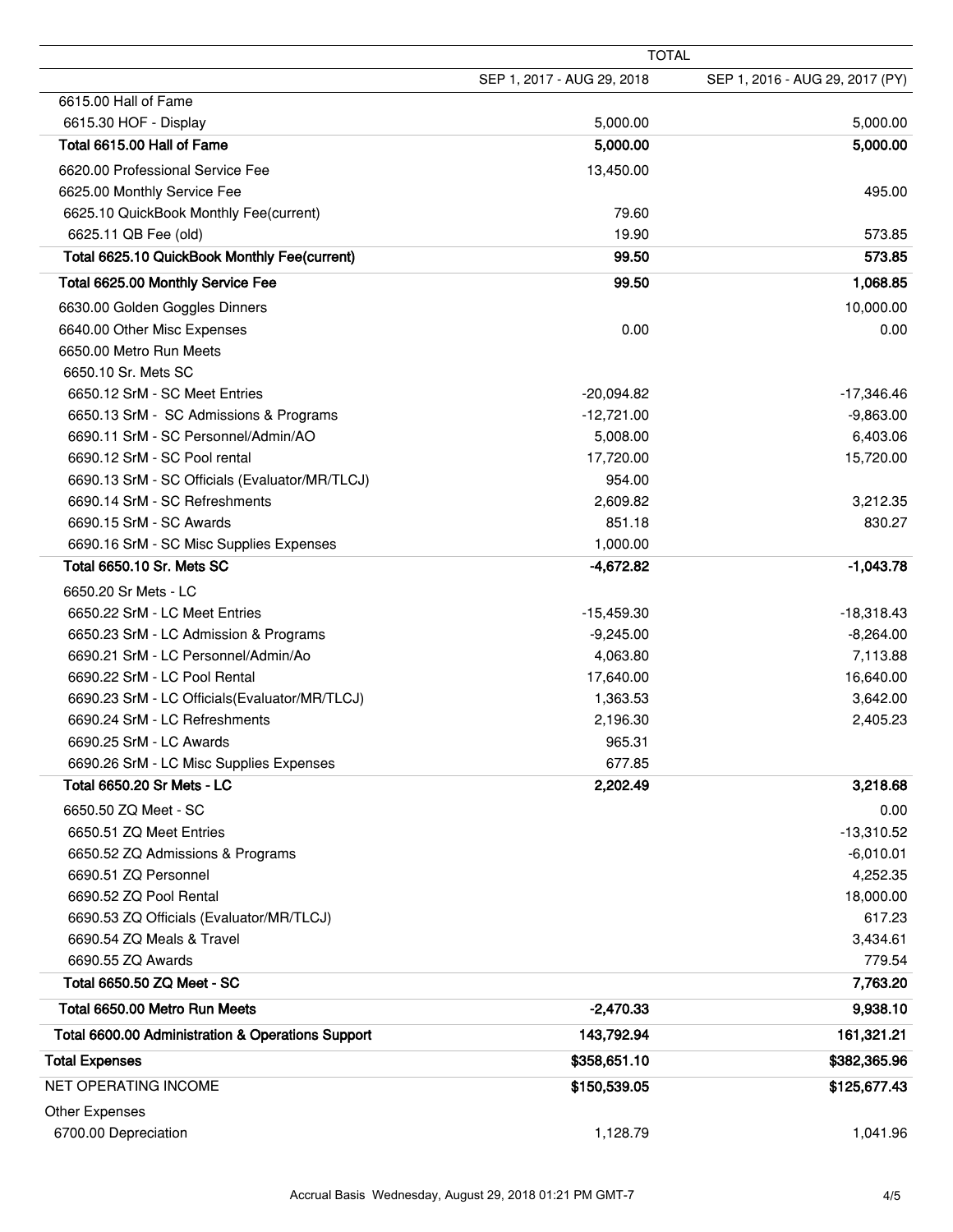| | TOTAL | |
|---|---|---|
| | SEP 1, 2017 - AUG 29, 2018 | SEP 1, 2016 - AUG 29, 2017 (PY) |
| 6615.00 Hall of Fame | | |
| 6615.30 HOF - Display | 5,000.00 | 5,000.00 |
| **Total 6615.00 Hall of Fame** | **5,000.00** | **5,000.00** |
| 6620.00 Professional Service Fee | 13,450.00 | |
| 6625.00 Monthly Service Fee | | 495.00 |
| 6625.10 QuickBook Monthly Fee(current) | 79.60 | |
| 6625.11 QB Fee (old) | 19.90 | 573.85 |
| **Total 6625.10 QuickBook Monthly Fee(current)** | **99.50** | **573.85** |
| **Total 6625.00 Monthly Service Fee** | **99.50** | **1,068.85** |
| 6630.00 Golden Goggles Dinners | | 10,000.00 |
| 6640.00 Other Misc Expenses | 0.00 | 0.00 |
| 6650.00 Metro Run Meets | | |
| 6650.10 Sr. Mets SC | | |
| 6650.12 SrM - SC Meet Entries | -20,094.82 | -17,346.46 |
| 6650.13 SrM - SC Admissions & Programs | -12,721.00 | -9,863.00 |
| 6690.11 SrM - SC Personnel/Admin/AO | 5,008.00 | 6,403.06 |
| 6690.12 SrM - SC Pool rental | 17,720.00 | 15,720.00 |
| 6690.13 SrM - SC Officials (Evaluator/MR/TLCJ) | 954.00 | |
| 6690.14 SrM - SC Refreshments | 2,609.82 | 3,212.35 |
| 6690.15 SrM - SC Awards | 851.18 | 830.27 |
| 6690.16 SrM - SC Misc Supplies Expenses | 1,000.00 | |
| **Total 6650.10 Sr. Mets SC** | **-4,672.82** | **-1,043.78** |
| 6650.20 Sr Mets - LC | | |
| 6650.22 SrM - LC Meet Entries | -15,459.30 | -18,318.43 |
| 6650.23 SrM - LC Admission & Programs | -9,245.00 | -8,264.00 |
| 6690.21 SrM - LC Personnel/Admin/Ao | 4,063.80 | 7,113.88 |
| 6690.22 SrM - LC Pool Rental | 17,640.00 | 16,640.00 |
| 6690.23 SrM - LC Officials(Evaluator/MR/TLCJ) | 1,363.53 | 3,642.00 |
| 6690.24 SrM - LC Refreshments | 2,196.30 | 2,405.23 |
| 6690.25 SrM - LC Awards | 965.31 | |
| 6690.26 SrM - LC Misc Supplies Expenses | 677.85 | |
| **Total 6650.20 Sr Mets - LC** | **2,202.49** | **3,218.68** |
| 6650.50 ZQ Meet - SC | | 0.00 |
| 6650.51 ZQ Meet Entries | | -13,310.52 |
| 6650.52 ZQ Admissions & Programs | | -6,010.01 |
| 6690.51 ZQ Personnel | | 4,252.35 |
| 6690.52 ZQ Pool Rental | | 18,000.00 |
| 6690.53 ZQ Officials (Evaluator/MR/TLCJ) | | 617.23 |
| 6690.54 ZQ Meals & Travel | | 3,434.61 |
| 6690.55 ZQ Awards | | 779.54 |
| **Total 6650.50 ZQ Meet - SC** | | **7,763.20** |
| **Total 6650.00 Metro Run Meets** | **-2,470.33** | **9,938.10** |
| **Total 6600.00 Administration & Operations Support** | **143,792.94** | **161,321.21** |
| **Total Expenses** | **$358,651.10** | **$382,365.96** |
| NET OPERATING INCOME | **$150,539.05** | **$125,677.43** |
| Other Expenses | | |
| 6700.00 Depreciation | 1,128.79 | 1,041.96 |

Accrual Basis Wednesday, August 29, 2018 01:21 PM GMT-7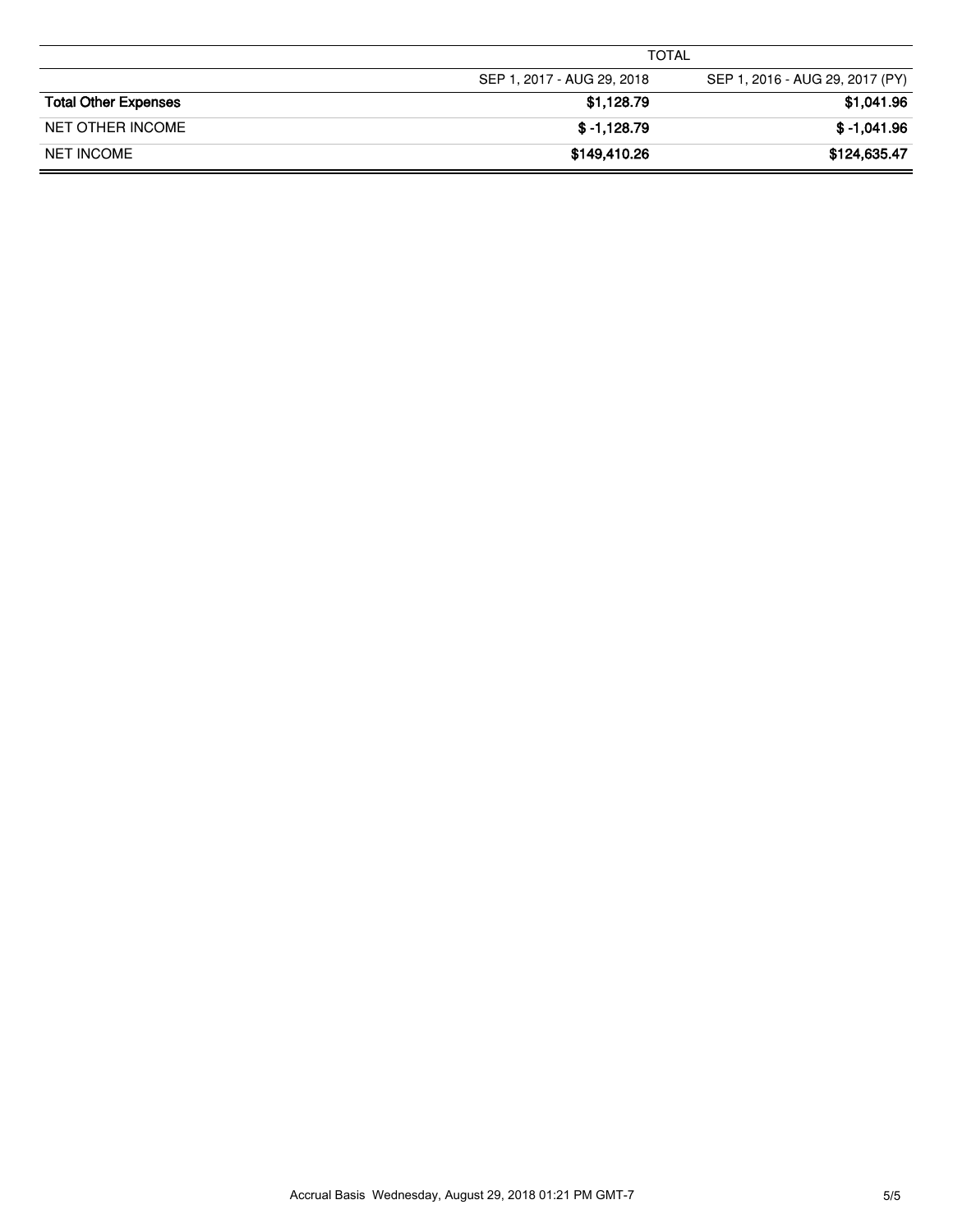| | TOTAL | |
|---|---|---|
| | SEP 1, 2017 - AUG 29, 2018 | SEP 1, 2016 - AUG 29, 2017 (PY) |
| **Total Other Expenses** | **$1,128.79** | **$1,041.96** |
| NET OTHER INCOME | **$ -1,128.79** | **$ -1,041.96** |
| NET INCOME | **$149,410.26** | **$124,635.47** |

Accrual Basis Wednesday, August 29, 2018 01:21 PM GMT-7